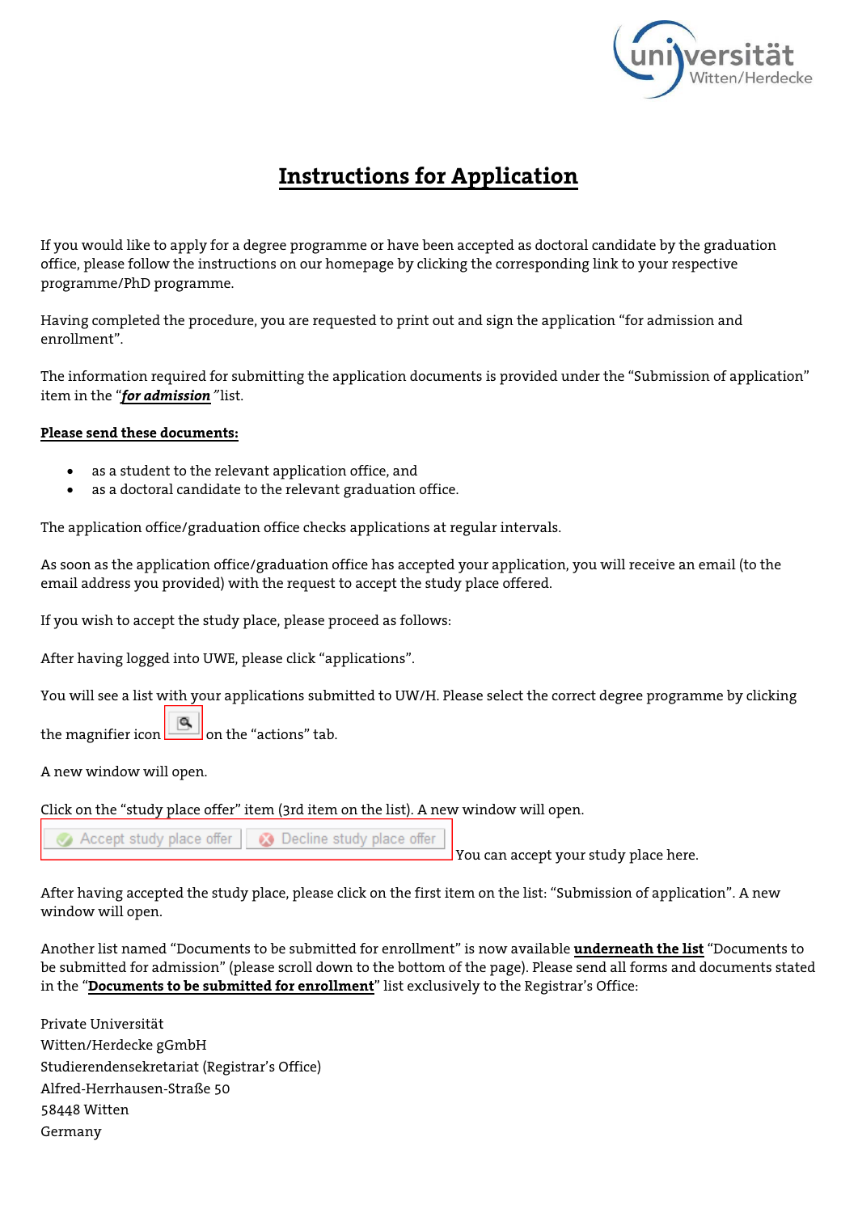# Instructions for Application

If you would like to apply for a degree programme or have been accepted as doctoral candidate by the graduation office, please follow the instructions on our homepage by clicking the corresponding link to your respective programme/PhD programme.

Having completed the procedure, you are requested to print out and sign the application "for admission and enrollment".

The information required for submitting the application documents is provided under the "Submission of application" item in the "***for admission***" list.

**Please send these documents:**

- as a student to the relevant application office, and
- as a doctoral candidate to the relevant graduation office.

The application office/graduation office checks applications at regular intervals.

As soon as the application office/graduation office has accepted your application, you will receive an email (to the email address you provided) with the request to accept the study place offered.

If you wish to accept the study place, please proceed as follows:

After having logged into UWE, please click "applications".

You will see a list with your applications submitted to UW/H. Please select the correct degree programme by clicking the magnifier icon on the "actions" tab.

A new window will open.

Click on the "study place offer" item (3rd item on the list). A new window will open.

Accept study place offer | Decline study place offer You can accept your study place here.

After having accepted the study place, please click on the first item on the list: "Submission of application". A new window will open.

Another list named "Documents to be submitted for enrollment" is now available **underneath the list** "Documents to be submitted for admission" (please scroll down to the bottom of the page). Please send all forms and documents stated in the "**Documents to be submitted for enrollment**" list exclusively to the Registrar's Office:

Private Universität  
Witten/Herdecke gGmbH  
Studierendensekretariat (Registrar's Office)  
Alfred-Herrhausen-Straße 50  
58448 Witten  
Germany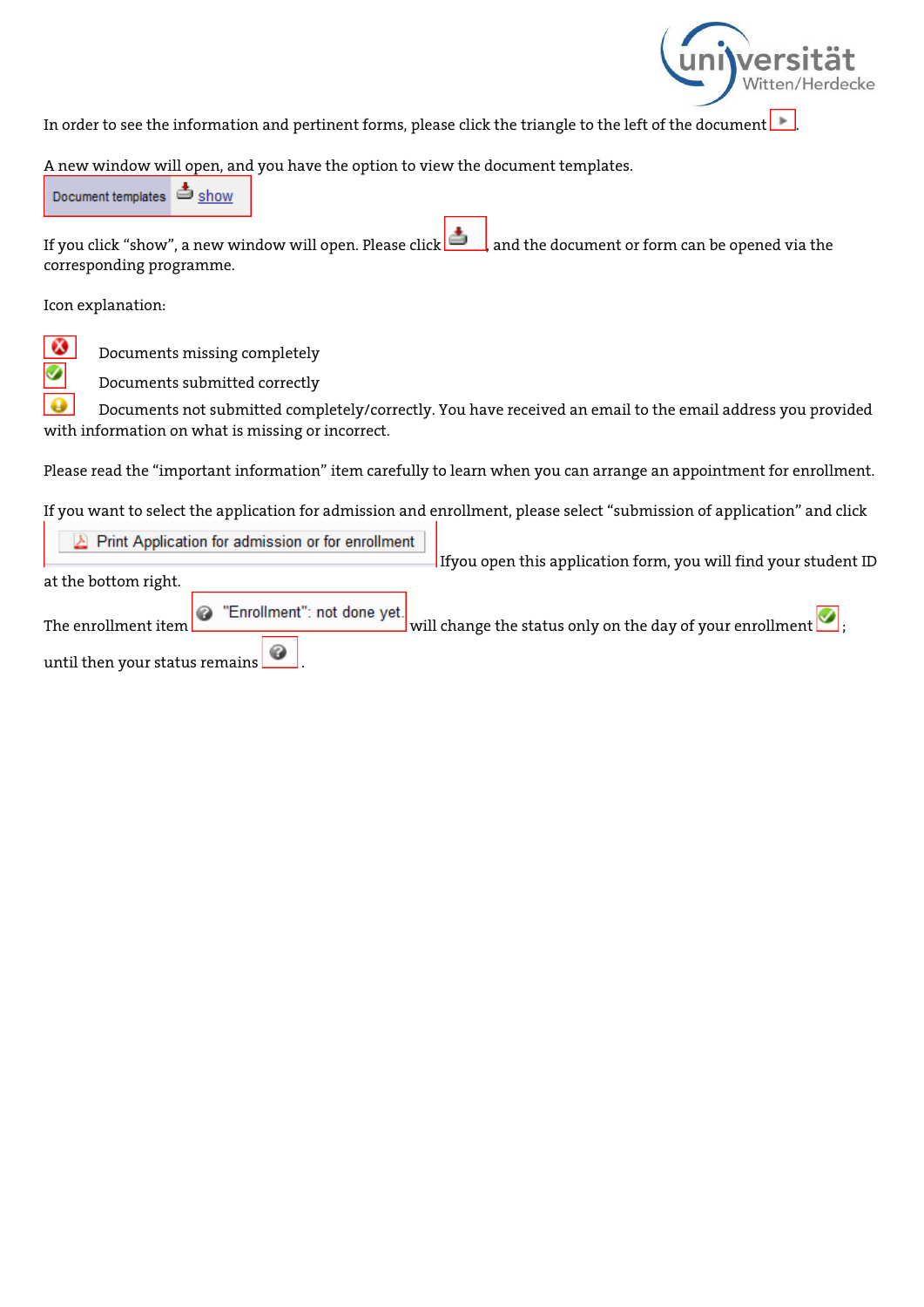In order to see the information and pertinent forms, please click the triangle to the left of the document ▶.

A new window will open, and you have the option to view the document templates.

Document templates show

If you click "show", a new window will open. Please click , and the document or form can be opened via the corresponding programme.

Icon explanation:

Documents missing completely

Documents submitted correctly

Documents not submitted completely/correctly. You have received an email to the email address you provided with information on what is missing or incorrect.

Please read the "important information" item carefully to learn when you can arrange an appointment for enrollment.

If you want to select the application for admission and enrollment, please select "submission of application" and click

Print Application for admission or for enrollment

Ifyou open this application form, you will find your student ID at the bottom right.

The enrollment item "Enrollment": not done yet. will change the status only on the day of your enrollment ;

until then your status remains .